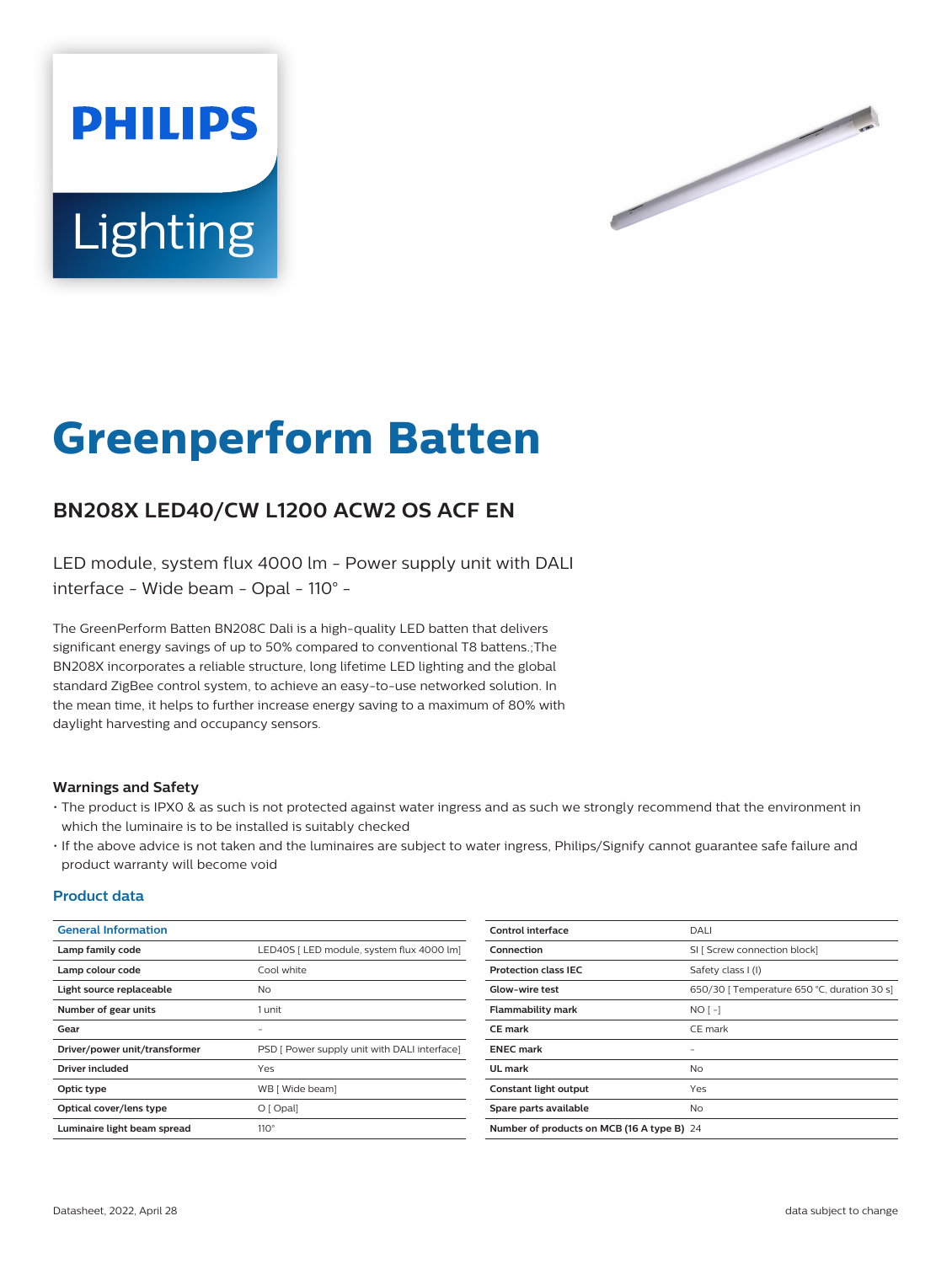# Greenperform Batten

## BN208X LED40/CW L1200 ACW2 OS ACF EN

LED module, system flux 4000 lm - Power supply unit with DALI interface - Wide beam - Opal - 110° -

The GreenPerform Batten BN208C Dali is a high-quality LED batten that delivers significant energy savings of up to 50% compared to conventional T8 battens.;The BN208X incorporates a reliable structure, long lifetime LED lighting and the global standard ZigBee control system, to achieve an easy-to-use networked solution. In the mean time, it helps to further increase energy saving to a maximum of 80% with daylight harvesting and occupancy sensors.

### Warnings and Safety

- The product is IPX0 & as such is not protected against water ingress and as such we strongly recommend that the environment in which the luminaire is to be installed is suitably checked
- If the above advice is not taken and the luminaires are subject to water ingress, Philips/Signify cannot guarantee safe failure and product warranty will become void

### Product data

| General Information | |
|---|---|
| Lamp family code | LED40S [ LED module, system flux 4000 lm] |
| Lamp colour code | Cool white |
| Light source replaceable | No |
| Number of gear units | 1 unit |
| Gear | - |
| Driver/power unit/transformer | PSD [ Power supply unit with DALI interface] |
| Driver included | Yes |
| Optic type | WB [ Wide beam] |
| Optical cover/lens type | O [ Opal] |
| Luminaire light beam spread | 110° |

| | |
|---|---|
| Control interface | DALI |
| Connection | SI [ Screw connection block] |
| Protection class IEC | Safety class I (I) |
| Glow-wire test | 650/30 [ Temperature 650 °C, duration 30 s] |
| Flammability mark | NO [ -] |
| CE mark | CE mark |
| ENEC mark | - |
| UL mark | No |
| Constant light output | Yes |
| Spare parts available | No |
| Number of products on MCB (16 A type B) | 24 |

Datasheet, 2022, April 28

data subject to change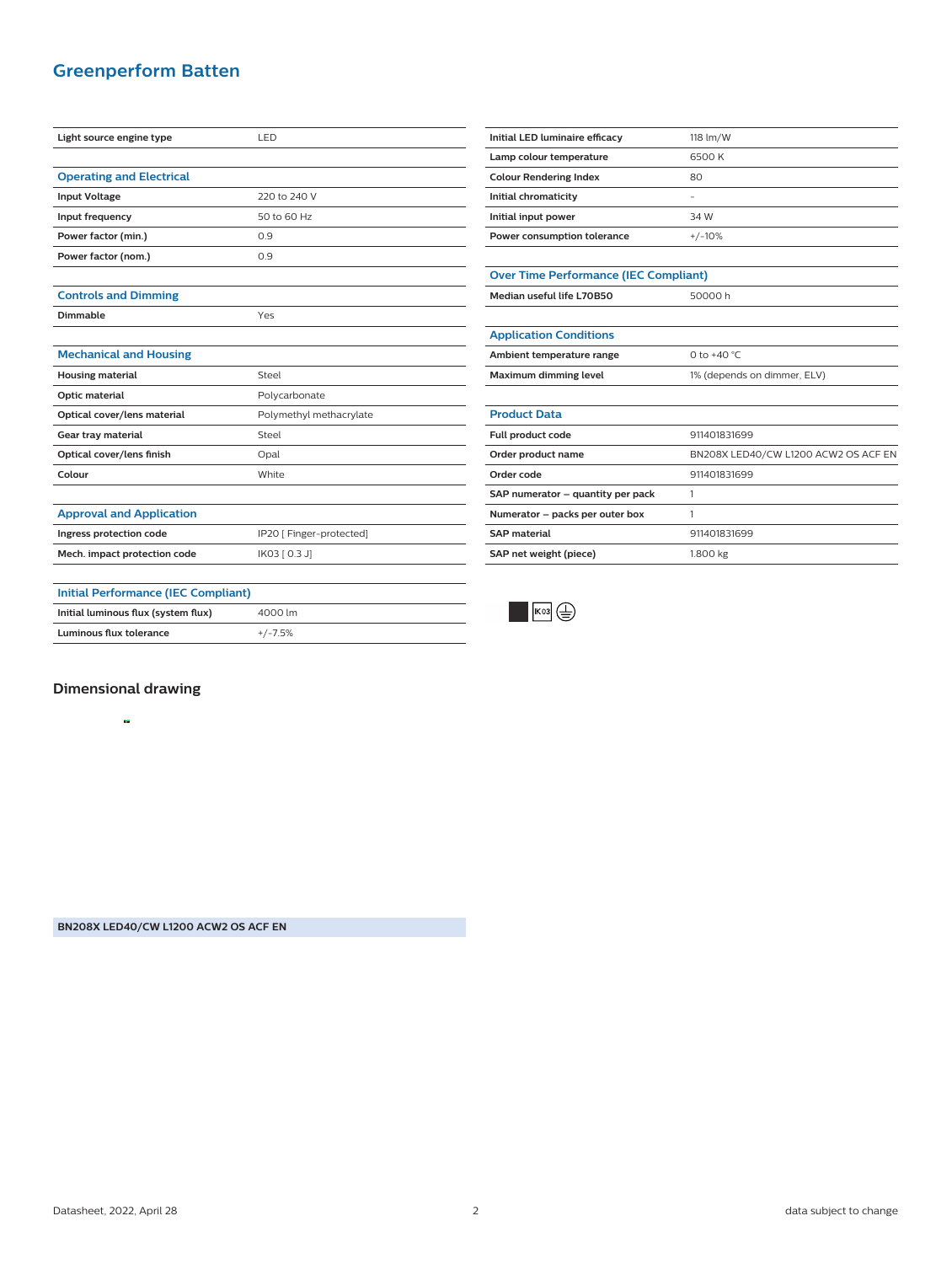# Greenperform Batten

| Light source engine type | LED |
|---|---|
| **Operating and Electrical** | |
| Input Voltage | 220 to 240 V |
| Input frequency | 50 to 60 Hz |
| Power factor (min.) | 0.9 |
| Power factor (nom.) | 0.9 |
| **Controls and Dimming** | |
| Dimmable | Yes |
| **Mechanical and Housing** | |
| Housing material | Steel |
| Optic material | Polycarbonate |
| Optical cover/lens material | Polymethyl methacrylate |
| Gear tray material | Steel |
| Optical cover/lens finish | Opal |
| Colour | White |
| **Approval and Application** | |
| Ingress protection code | IP20 [ Finger-protected] |
| Mech. impact protection code | IK03 [ 0.3 J] |
| **Initial Performance (IEC Compliant)** | |
| Initial luminous flux (system flux) | 4000 lm |
| Luminous flux tolerance | +/-7.5% |

| Initial LED luminaire efficacy | 118 lm/W |
|---|---|
| Lamp colour temperature | 6500 K |
| Colour Rendering Index | 80 |
| Initial chromaticity | - |
| Initial input power | 34 W |
| Power consumption tolerance | +/-10% |
| **Over Time Performance (IEC Compliant)** | |
| Median useful life L70B50 | 50000 h |
| **Application Conditions** | |
| Ambient temperature range | 0 to +40 °C |
| Maximum dimming level | 1% (depends on dimmer, ELV) |
| **Product Data** | |
| Full product code | 911401831699 |
| Order product name | BN208X LED40/CW L1200 ACW2 OS ACF EN |
| Order code | 911401831699 |
| SAP numerator – quantity per pack | 1 |
| Numerator – packs per outer box | 1 |
| SAP material | 911401831699 |
| SAP net weight (piece) | 1.800 kg |

IK03

## Dimensional drawing

**BN208X LED40/CW L1200 ACW2 OS ACF EN**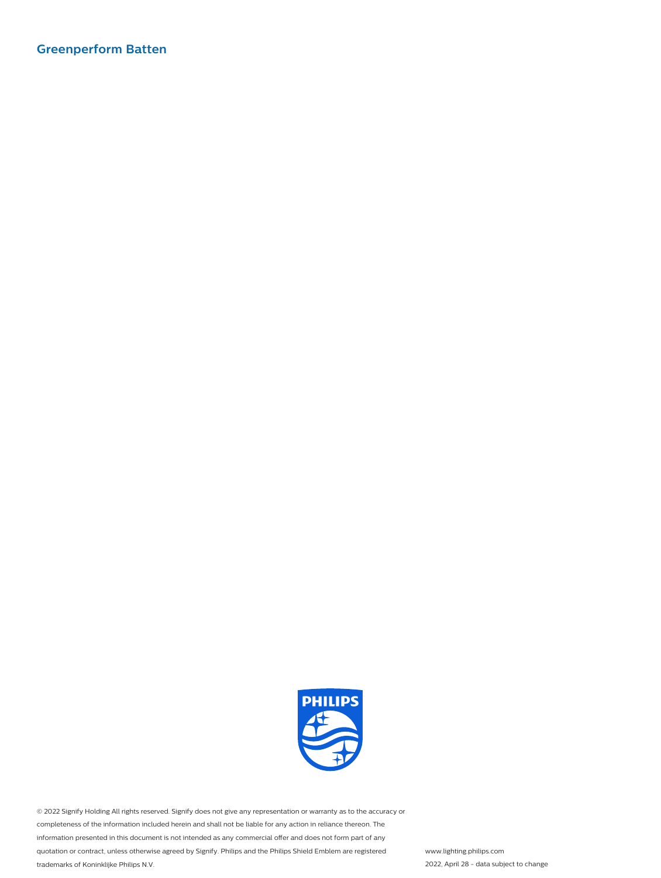© 2022 Signify Holding All rights reserved. Signify does not give any representation or warranty as to the accuracy or completeness of the information included herein and shall not be liable for any action in reliance thereon. The information presented in this document is not intended as any commercial offer and does not form part of any quotation or contract, unless otherwise agreed by Signify. Philips and the Philips Shield Emblem are registered trademarks of Koninklijke Philips N.V.

www.lighting.philips.com

2022, April 28 - data subject to change